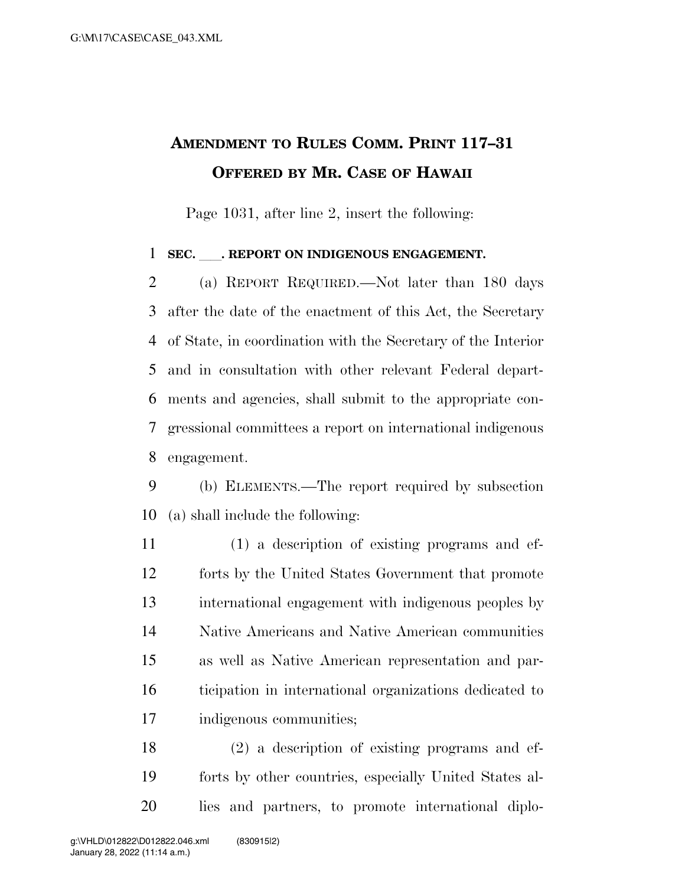# AMENDMENT TO RULES COMM. PRINT 117–31
# OFFERED BY MR. CASE OF HAWAII

Page 1031, after line 2, insert the following:

**SEC. \_\_\_. REPORT ON INDIGENOUS ENGAGEMENT.**

(a) REPORT REQUIRED.—Not later than 180 days after the date of the enactment of this Act, the Secretary of State, in coordination with the Secretary of the Interior and in consultation with other relevant Federal departments and agencies, shall submit to the appropriate congressional committees a report on international indigenous engagement.

(b) ELEMENTS.—The report required by subsection (a) shall include the following:

(1) a description of existing programs and efforts by the United States Government that promote international engagement with indigenous peoples by Native Americans and Native American communities as well as Native American representation and participation in international organizations dedicated to indigenous communities;

(2) a description of existing programs and efforts by other countries, especially United States allies and partners, to promote international diplo-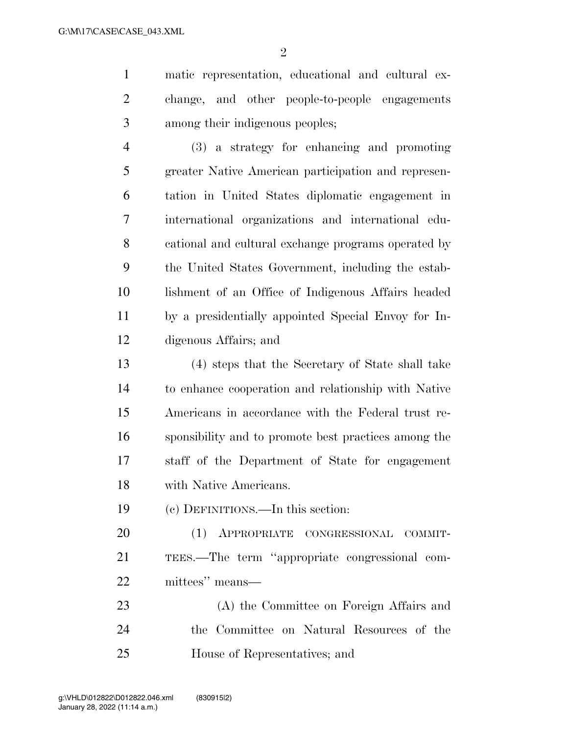matic representation, educational and cultural exchange, and other people-to-people engagements among their indigenous peoples;

(3) a strategy for enhancing and promoting greater Native American participation and representation in United States diplomatic engagement in international organizations and international educational and cultural exchange programs operated by the United States Government, including the establishment of an Office of Indigenous Affairs headed by a presidentially appointed Special Envoy for Indigenous Affairs; and

(4) steps that the Secretary of State shall take to enhance cooperation and relationship with Native Americans in accordance with the Federal trust responsibility and to promote best practices among the staff of the Department of State for engagement with Native Americans.

(c) DEFINITIONS.—In this section:

(1) APPROPRIATE CONGRESSIONAL COMMITTEES.—The term ''appropriate congressional committees'' means—

(A) the Committee on Foreign Affairs and the Committee on Natural Resources of the House of Representatives; and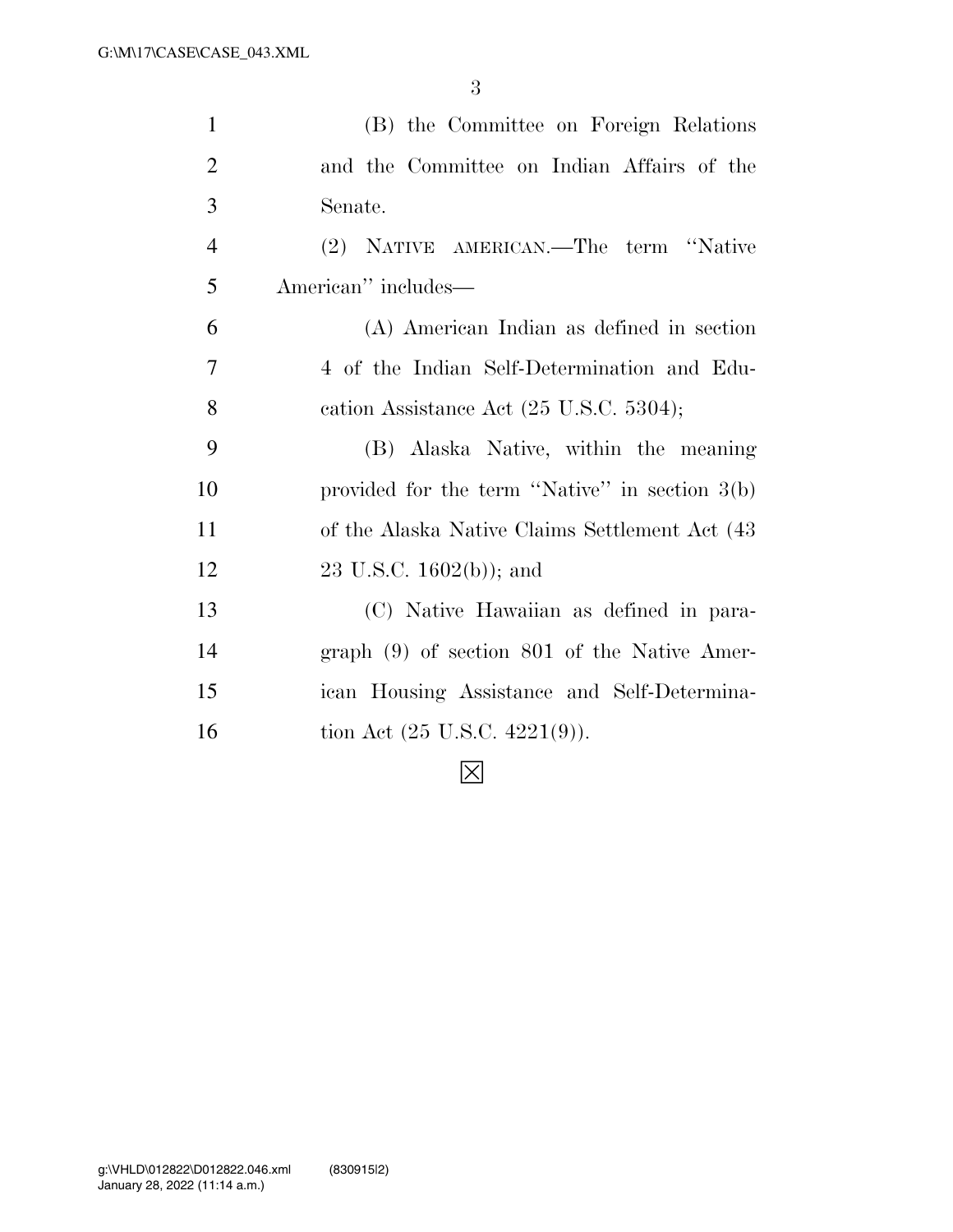(B) the Committee on Foreign Relations and the Committee on Indian Affairs of the Senate.

(2) NATIVE AMERICAN.—The term ''Native American'' includes—

(A) American Indian as defined in section 4 of the Indian Self-Determination and Education Assistance Act (25 U.S.C. 5304);

(B) Alaska Native, within the meaning provided for the term ''Native'' in section 3(b) of the Alaska Native Claims Settlement Act (43 U.S.C. 1602(b)); and

(C) Native Hawaiian as defined in paragraph (9) of section 801 of the Native American Housing Assistance and Self-Determination Act (25 U.S.C. 4221(9)).